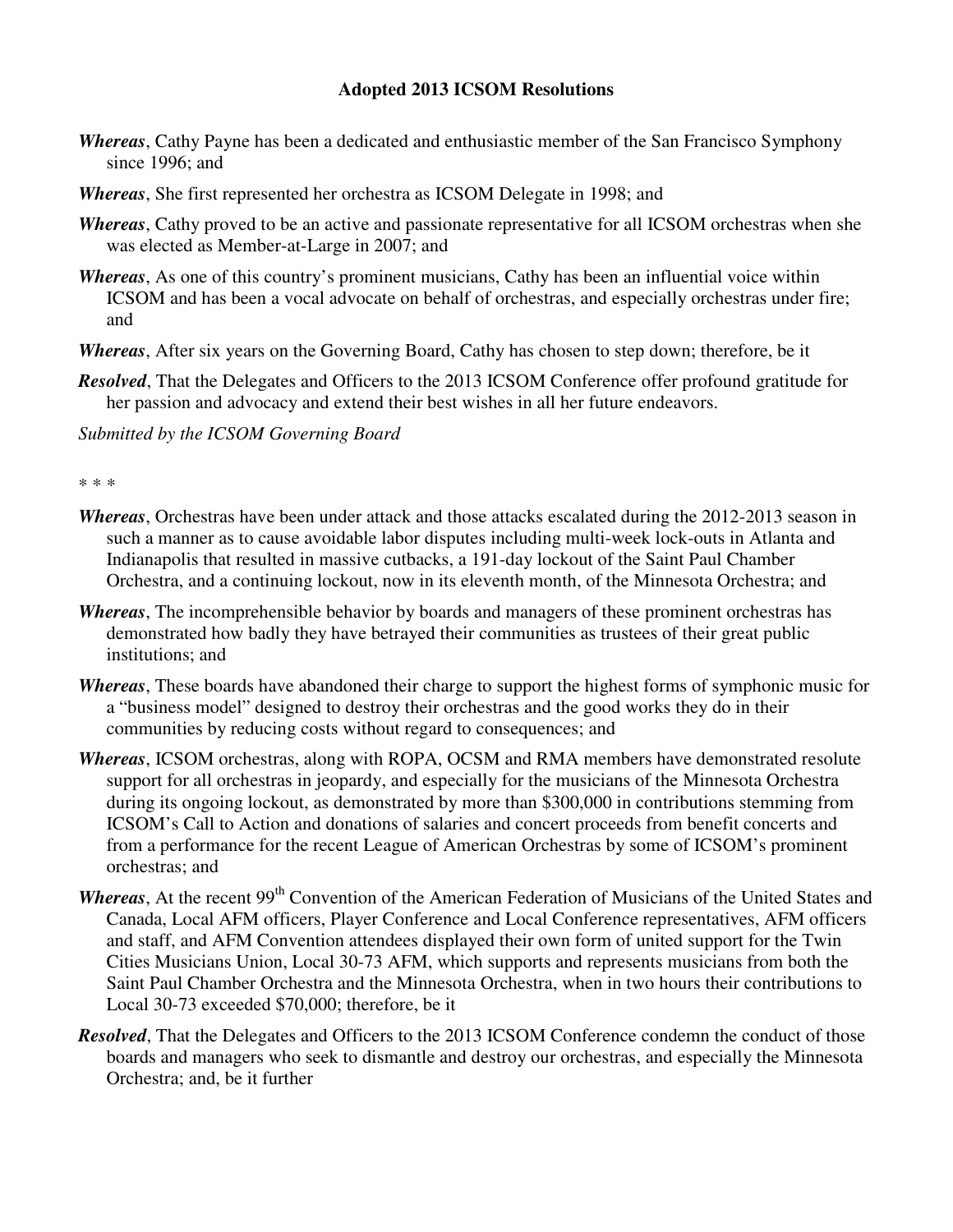**Adopted 2013 ICSOM Resolutions**

***Whereas***, Cathy Payne has been a dedicated and enthusiastic member of the San Francisco Symphony since 1996; and

***Whereas***, She first represented her orchestra as ICSOM Delegate in 1998; and

***Whereas***, Cathy proved to be an active and passionate representative for all ICSOM orchestras when she was elected as Member-at-Large in 2007; and

***Whereas***, As one of this country's prominent musicians, Cathy has been an influential voice within ICSOM and has been a vocal advocate on behalf of orchestras, and especially orchestras under fire; and

***Whereas***, After six years on the Governing Board, Cathy has chosen to step down; therefore, be it

***Resolved***, That the Delegates and Officers to the 2013 ICSOM Conference offer profound gratitude for her passion and advocacy and extend their best wishes in all her future endeavors.

*Submitted by the ICSOM Governing Board*

\* \* \*

***Whereas***, Orchestras have been under attack and those attacks escalated during the 2012-2013 season in such a manner as to cause avoidable labor disputes including multi-week lock-outs in Atlanta and Indianapolis that resulted in massive cutbacks, a 191-day lockout of the Saint Paul Chamber Orchestra, and a continuing lockout, now in its eleventh month, of the Minnesota Orchestra; and

***Whereas***, The incomprehensible behavior by boards and managers of these prominent orchestras has demonstrated how badly they have betrayed their communities as trustees of their great public institutions; and

***Whereas***, These boards have abandoned their charge to support the highest forms of symphonic music for a "business model" designed to destroy their orchestras and the good works they do in their communities by reducing costs without regard to consequences; and

***Whereas***, ICSOM orchestras, along with ROPA, OCSM and RMA members have demonstrated resolute support for all orchestras in jeopardy, and especially for the musicians of the Minnesota Orchestra during its ongoing lockout, as demonstrated by more than $300,000 in contributions stemming from ICSOM's Call to Action and donations of salaries and concert proceeds from benefit concerts and from a performance for the recent League of American Orchestras by some of ICSOM's prominent orchestras; and

***Whereas***, At the recent 99th Convention of the American Federation of Musicians of the United States and Canada, Local AFM officers, Player Conference and Local Conference representatives, AFM officers and staff, and AFM Convention attendees displayed their own form of united support for the Twin Cities Musicians Union, Local 30-73 AFM, which supports and represents musicians from both the Saint Paul Chamber Orchestra and the Minnesota Orchestra, when in two hours their contributions to Local 30-73 exceeded $70,000; therefore, be it

***Resolved***, That the Delegates and Officers to the 2013 ICSOM Conference condemn the conduct of those boards and managers who seek to dismantle and destroy our orchestras, and especially the Minnesota Orchestra; and, be it further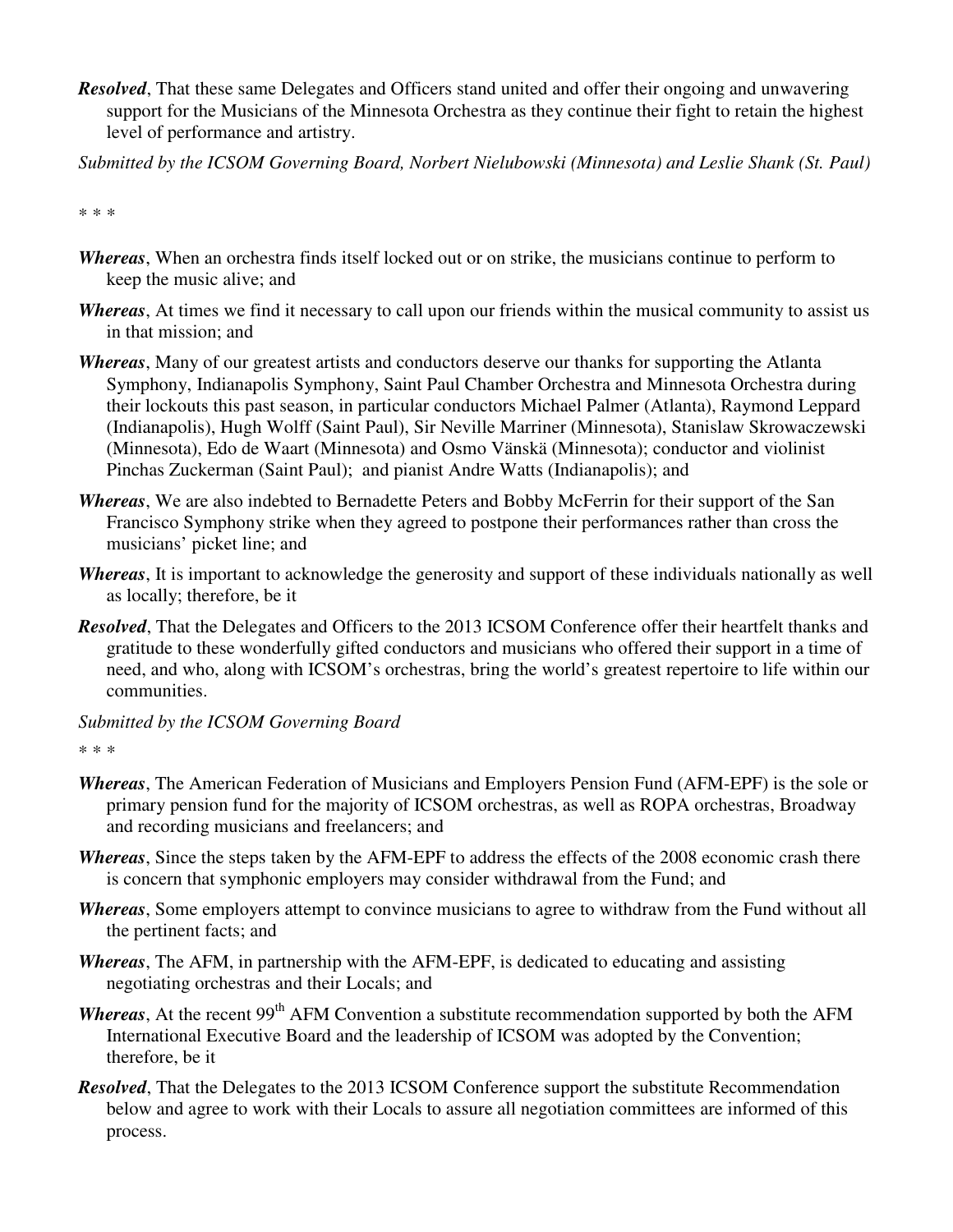***Resolved***, That these same Delegates and Officers stand united and offer their ongoing and unwavering support for the Musicians of the Minnesota Orchestra as they continue their fight to retain the highest level of performance and artistry.

*Submitted by the ICSOM Governing Board, Norbert Nielubowski (Minnesota) and Leslie Shank (St. Paul)*

\* \* \*

***Whereas***, When an orchestra finds itself locked out or on strike, the musicians continue to perform to keep the music alive; and

***Whereas***, At times we find it necessary to call upon our friends within the musical community to assist us in that mission; and

***Whereas***, Many of our greatest artists and conductors deserve our thanks for supporting the Atlanta Symphony, Indianapolis Symphony, Saint Paul Chamber Orchestra and Minnesota Orchestra during their lockouts this past season, in particular conductors Michael Palmer (Atlanta), Raymond Leppard (Indianapolis), Hugh Wolff (Saint Paul), Sir Neville Marriner (Minnesota), Stanislaw Skrowaczewski (Minnesota), Edo de Waart (Minnesota) and Osmo Vänskä (Minnesota); conductor and violinist Pinchas Zuckerman (Saint Paul); and pianist Andre Watts (Indianapolis); and

***Whereas***, We are also indebted to Bernadette Peters and Bobby McFerrin for their support of the San Francisco Symphony strike when they agreed to postpone their performances rather than cross the musicians' picket line; and

***Whereas***, It is important to acknowledge the generosity and support of these individuals nationally as well as locally; therefore, be it

***Resolved***, That the Delegates and Officers to the 2013 ICSOM Conference offer their heartfelt thanks and gratitude to these wonderfully gifted conductors and musicians who offered their support in a time of need, and who, along with ICSOM's orchestras, bring the world's greatest repertoire to life within our communities.

*Submitted by the ICSOM Governing Board*

\* \* \*

***Whereas***, The American Federation of Musicians and Employers Pension Fund (AFM-EPF) is the sole or primary pension fund for the majority of ICSOM orchestras, as well as ROPA orchestras, Broadway and recording musicians and freelancers; and

***Whereas***, Since the steps taken by the AFM-EPF to address the effects of the 2008 economic crash there is concern that symphonic employers may consider withdrawal from the Fund; and

***Whereas***, Some employers attempt to convince musicians to agree to withdraw from the Fund without all the pertinent facts; and

***Whereas***, The AFM, in partnership with the AFM-EPF, is dedicated to educating and assisting negotiating orchestras and their Locals; and

***Whereas***, At the recent 99th AFM Convention a substitute recommendation supported by both the AFM International Executive Board and the leadership of ICSOM was adopted by the Convention; therefore, be it

***Resolved***, That the Delegates to the 2013 ICSOM Conference support the substitute Recommendation below and agree to work with their Locals to assure all negotiation committees are informed of this process.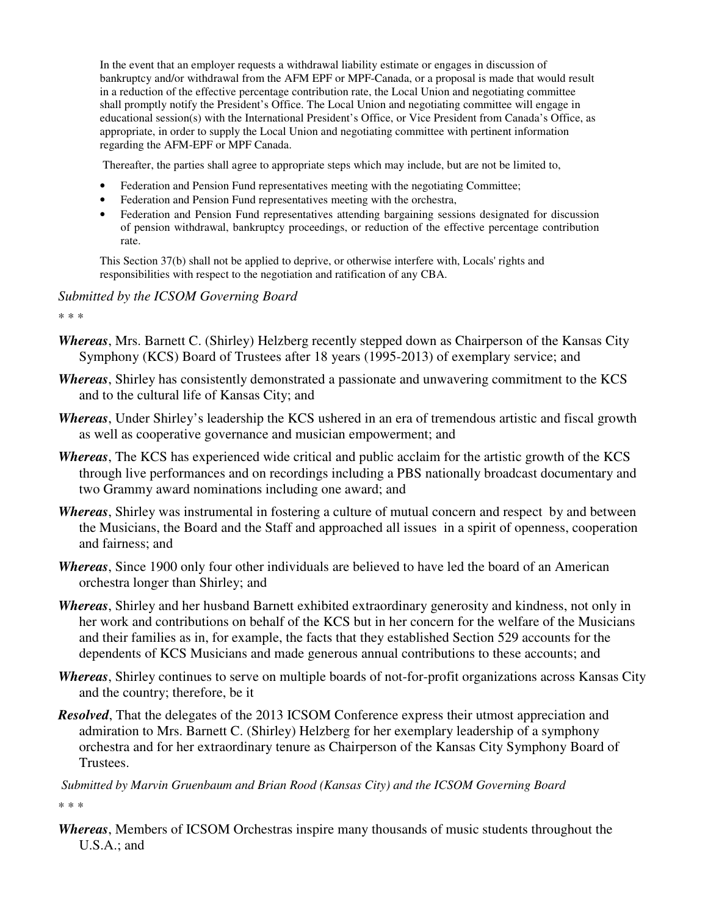In the event that an employer requests a withdrawal liability estimate or engages in discussion of bankruptcy and/or withdrawal from the AFM EPF or MPF-Canada, or a proposal is made that would result in a reduction of the effective percentage contribution rate, the Local Union and negotiating committee shall promptly notify the President's Office. The Local Union and negotiating committee will engage in educational session(s) with the International President's Office, or Vice President from Canada's Office, as appropriate, in order to supply the Local Union and negotiating committee with pertinent information regarding the AFM-EPF or MPF Canada.

Thereafter, the parties shall agree to appropriate steps which may include, but are not be limited to,

- Federation and Pension Fund representatives meeting with the negotiating Committee;
- Federation and Pension Fund representatives meeting with the orchestra,
- Federation and Pension Fund representatives attending bargaining sessions designated for discussion of pension withdrawal, bankruptcy proceedings, or reduction of the effective percentage contribution rate.

This Section 37(b) shall not be applied to deprive, or otherwise interfere with, Locals' rights and responsibilities with respect to the negotiation and ratification of any CBA.

*Submitted by the ICSOM Governing Board*

\* \* \*

***Whereas***, Mrs. Barnett C. (Shirley) Helzberg recently stepped down as Chairperson of the Kansas City Symphony (KCS) Board of Trustees after 18 years (1995-2013) of exemplary service; and

***Whereas***, Shirley has consistently demonstrated a passionate and unwavering commitment to the KCS and to the cultural life of Kansas City; and

***Whereas***, Under Shirley's leadership the KCS ushered in an era of tremendous artistic and fiscal growth as well as cooperative governance and musician empowerment; and

***Whereas***, The KCS has experienced wide critical and public acclaim for the artistic growth of the KCS through live performances and on recordings including a PBS nationally broadcast documentary and two Grammy award nominations including one award; and

***Whereas***, Shirley was instrumental in fostering a culture of mutual concern and respect by and between the Musicians, the Board and the Staff and approached all issues in a spirit of openness, cooperation and fairness; and

***Whereas***, Since 1900 only four other individuals are believed to have led the board of an American orchestra longer than Shirley; and

***Whereas***, Shirley and her husband Barnett exhibited extraordinary generosity and kindness, not only in her work and contributions on behalf of the KCS but in her concern for the welfare of the Musicians and their families as in, for example, the facts that they established Section 529 accounts for the dependents of KCS Musicians and made generous annual contributions to these accounts; and

***Whereas***, Shirley continues to serve on multiple boards of not-for-profit organizations across Kansas City and the country; therefore, be it

***Resolved***, That the delegates of the 2013 ICSOM Conference express their utmost appreciation and admiration to Mrs. Barnett C. (Shirley) Helzberg for her exemplary leadership of a symphony orchestra and for her extraordinary tenure as Chairperson of the Kansas City Symphony Board of Trustees.

*Submitted by Marvin Gruenbaum and Brian Rood (Kansas City) and the ICSOM Governing Board*

\* \* \*

***Whereas***, Members of ICSOM Orchestras inspire many thousands of music students throughout the U.S.A.; and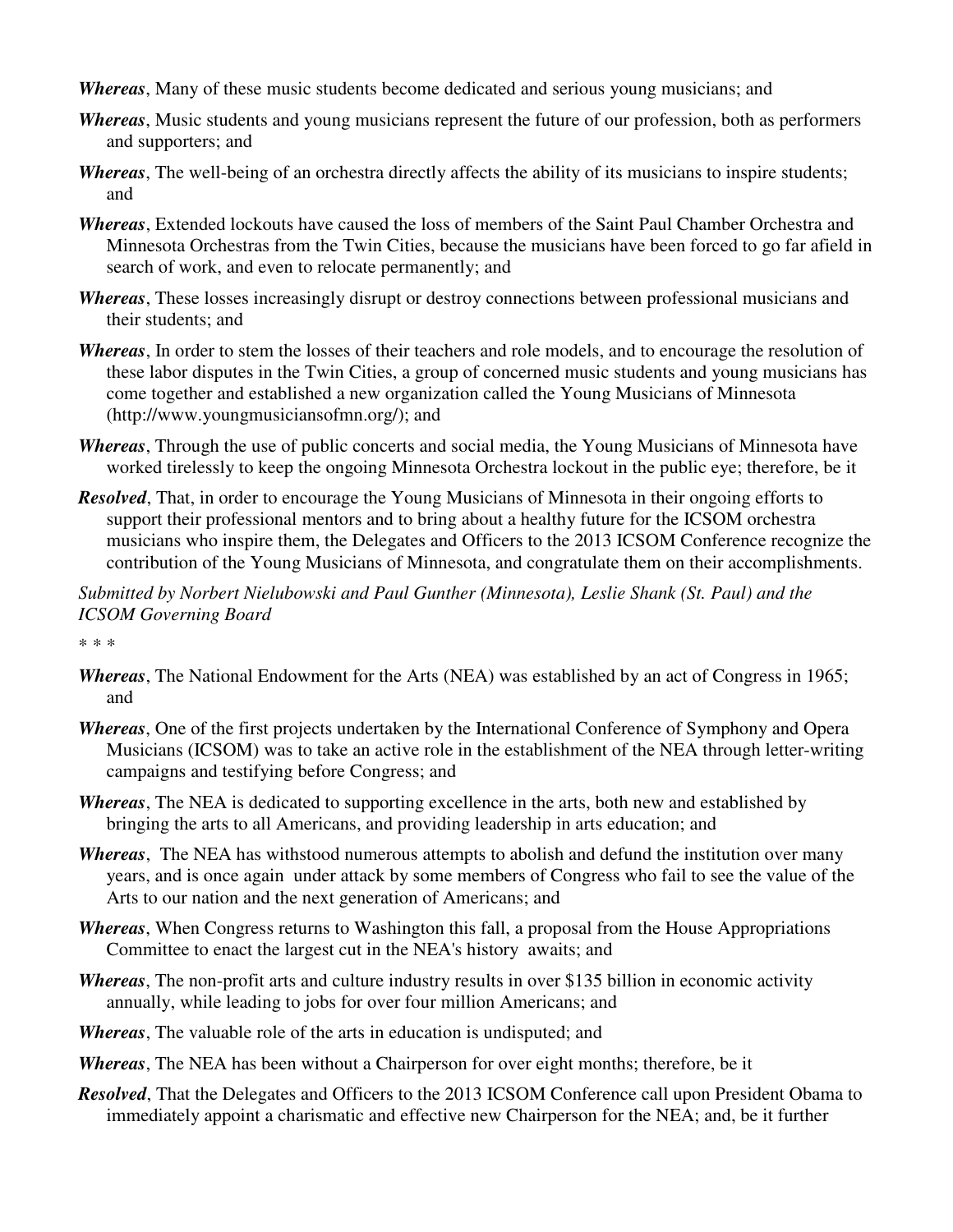***Whereas***, Many of these music students become dedicated and serious young musicians; and

***Whereas***, Music students and young musicians represent the future of our profession, both as performers and supporters; and

***Whereas***, The well-being of an orchestra directly affects the ability of its musicians to inspire students; and

***Whereas***, Extended lockouts have caused the loss of members of the Saint Paul Chamber Orchestra and Minnesota Orchestras from the Twin Cities, because the musicians have been forced to go far afield in search of work, and even to relocate permanently; and

***Whereas***, These losses increasingly disrupt or destroy connections between professional musicians and their students; and

***Whereas***, In order to stem the losses of their teachers and role models, and to encourage the resolution of these labor disputes in the Twin Cities, a group of concerned music students and young musicians has come together and established a new organization called the Young Musicians of Minnesota (http://www.youngmusiciansofmn.org/); and

***Whereas***, Through the use of public concerts and social media, the Young Musicians of Minnesota have worked tirelessly to keep the ongoing Minnesota Orchestra lockout in the public eye; therefore, be it

***Resolved***, That, in order to encourage the Young Musicians of Minnesota in their ongoing efforts to support their professional mentors and to bring about a healthy future for the ICSOM orchestra musicians who inspire them, the Delegates and Officers to the 2013 ICSOM Conference recognize the contribution of the Young Musicians of Minnesota, and congratulate them on their accomplishments.

*Submitted by Norbert Nielubowski and Paul Gunther (Minnesota), Leslie Shank (St. Paul) and the ICSOM Governing Board*

\* \* \*

***Whereas***, The National Endowment for the Arts (NEA) was established by an act of Congress in 1965; and

***Whereas***, One of the first projects undertaken by the International Conference of Symphony and Opera Musicians (ICSOM) was to take an active role in the establishment of the NEA through letter-writing campaigns and testifying before Congress; and

***Whereas***, The NEA is dedicated to supporting excellence in the arts, both new and established by bringing the arts to all Americans, and providing leadership in arts education; and

***Whereas***, The NEA has withstood numerous attempts to abolish and defund the institution over many years, and is once again under attack by some members of Congress who fail to see the value of the Arts to our nation and the next generation of Americans; and

***Whereas***, When Congress returns to Washington this fall, a proposal from the House Appropriations Committee to enact the largest cut in the NEA's history awaits; and

***Whereas***, The non-profit arts and culture industry results in over $135 billion in economic activity annually, while leading to jobs for over four million Americans; and

***Whereas***, The valuable role of the arts in education is undisputed; and

***Whereas***, The NEA has been without a Chairperson for over eight months; therefore, be it

***Resolved***, That the Delegates and Officers to the 2013 ICSOM Conference call upon President Obama to immediately appoint a charismatic and effective new Chairperson for the NEA; and, be it further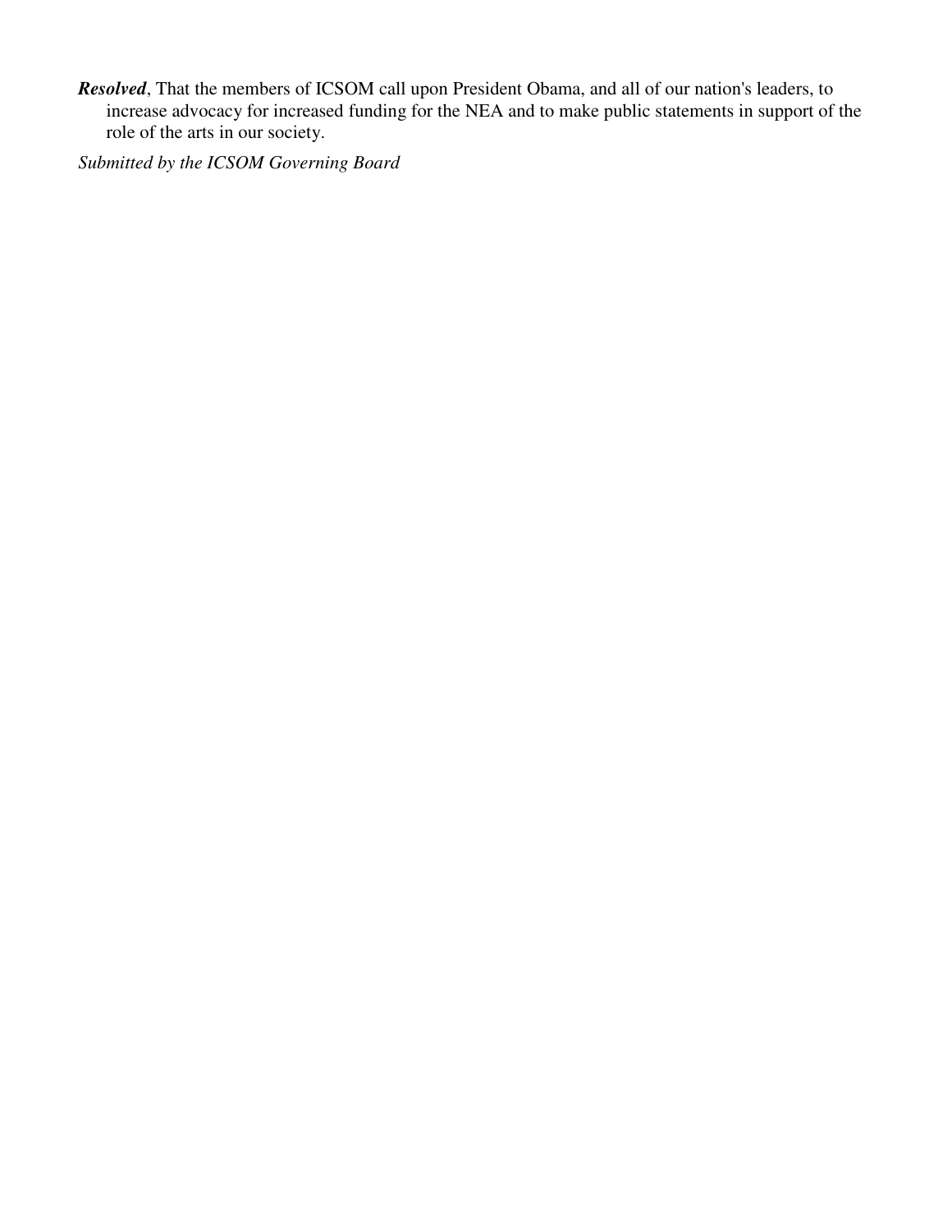***Resolved***, That the members of ICSOM call upon President Obama, and all of our nation's leaders, to increase advocacy for increased funding for the NEA and to make public statements in support of the role of the arts in our society.

*Submitted by the ICSOM Governing Board*